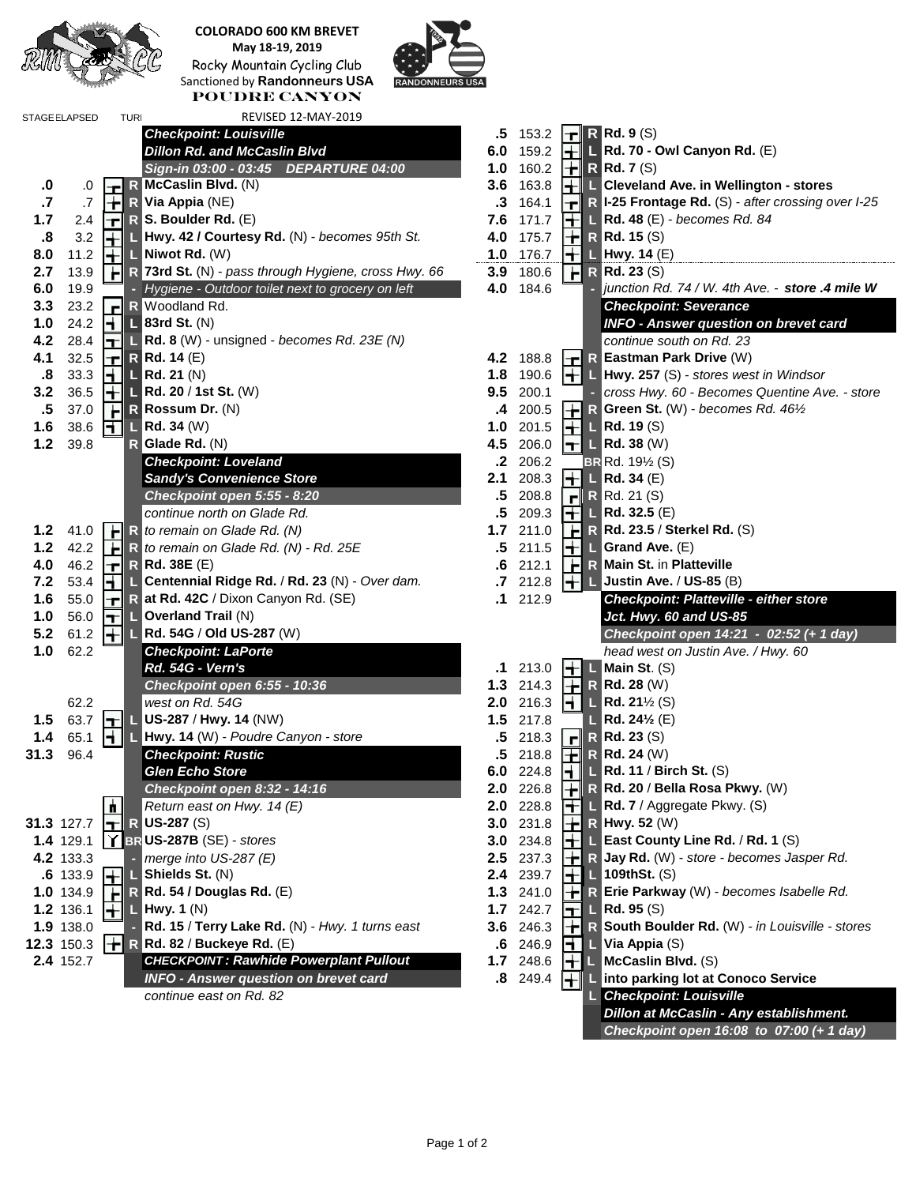**COLORADO 600 KM BREVET**
**May 18-19, 2019**
Rocky Mountain Cycling Club
Sanctioned by **Randonneurs USA**
**POUDRE CANYON**

REVISED 12-MAY-2019

| STAGE | ELAPSED | TURN | |
|---|---|---|---|
| | | | ***Checkpoint: Louisville*** |
| | | | ***Dillon Rd. and McCaslin Blvd*** |
| | | | ***Sign-in 03:00 - 03:45 DEPARTURE 04:00*** |
| .0 | .0 | R | **McCaslin Blvd.** (N) |
| .7 | .7 | R | **Via Appia** (NE) |
| 1.7 | 2.4 | R | **S. Boulder Rd.** (E) |
| .8 | 3.2 | L | **Hwy. 42 / Courtesy Rd.** (N) - *becomes 95th St.* |
| 8.0 | 11.2 | L | **Niwot Rd.** (W) |
| 2.7 | 13.9 | R | **73rd St.** (N) - *pass through Hygiene, cross Hwy. 66* |
| 6.0 | 19.9 | - | *Hygiene - Outdoor toilet next to grocery on left* |
| 3.3 | 23.2 | R | Woodland Rd. |
| 1.0 | 24.2 | L | **83rd St.** (N) |
| 4.2 | 28.4 | L | **Rd. 8** (W) - unsigned - *becomes Rd. 23E (N)* |
| 4.1 | 32.5 | R | **Rd. 14** (E) |
| .8 | 33.3 | L | **Rd. 21** (N) |
| 3.2 | 36.5 | L | **Rd. 20 / 1st St.** (W) |
| .5 | 37.0 | R | **Rossum Dr.** (N) |
| 1.6 | 38.6 | L | **Rd. 34** (W) |
| 1.2 | 39.8 | R | **Glade Rd.** (N) |
| | | | ***Checkpoint: Loveland*** |
| | | | ***Sandy's Convenience Store*** |
| | | | ***Checkpoint open 5:55 - 8:20*** |
| | | | *continue north on Glade Rd.* |
| 1.2 | 41.0 | R | *to remain on Glade Rd. (N)* |
| 1.2 | 42.2 | R | *to remain on Glade Rd. (N) - Rd. 25E* |
| 4.0 | 46.2 | R | **Rd. 38E** (E) |
| 7.2 | 53.4 | L | **Centennial Ridge Rd.** / **Rd. 23** (N) - *Over dam.* |
| 1.6 | 55.0 | R | **at Rd. 42C** / Dixon Canyon Rd. (SE) |
| 1.0 | 56.0 | L | **Overland Trail** (N) |
| 5.2 | 61.2 | L | **Rd. 54G** / **Old US-287** (W) |
| 1.0 | 62.2 | | ***Checkpoint: LaPorte*** |
| | | | ***Rd. 54G - Vern's*** |
| | | | ***Checkpoint open 6:55 - 10:36*** |
| | 62.2 | | *west on Rd. 54G* |
| 1.5 | 63.7 | L | **US-287** / **Hwy. 14** (NW) |
| 1.4 | 65.1 | L | **Hwy. 14** (W) - *Poudre Canyon - store* |
| 31.3 | 96.4 | | ***Checkpoint: Rustic*** |
| | | | ***Glen Echo Store*** |
| | | | ***Checkpoint open 8:32 - 14:16*** |
| | | | *Return east on Hwy. 14 (E)* |
| 31.3 | 127.7 | R | **US-287** (S) |
| 1.4 | 129.1 | BR | **US-287B** (SE) - *stores* |
| 4.2 | 133.3 | - | *merge into US-287 (E)* |
| .6 | 133.9 | L | **Shields St.** (N) |
| 1.0 | 134.9 | R | **Rd. 54 / Douglas Rd.** (E) |
| 1.2 | 136.1 | L | **Hwy. 1** (N) |
| 1.9 | 138.0 | - | **Rd. 15** / **Terry Lake Rd.** (N) - *Hwy. 1 turns east* |
| 12.3 | 150.3 | R | **Rd. 82** / **Buckeye Rd.** (E) |
| 2.4 | 152.7 | | ***CHECKPOINT : Rawhide Powerplant Pullout*** |
| | | | ***INFO - Answer question on brevet card*** |
| | | | *continue east on Rd. 82* |
| .5 | 153.2 | R | **Rd. 9** (S) |
| 6.0 | 159.2 | L | **Rd. 70 - Owl Canyon Rd.** (E) |
| 1.0 | 160.2 | R | **Rd. 7** (S) |
| 3.6 | 163.8 | L | **Cleveland Ave. in Wellington - stores** |
| .3 | 164.1 | R | **I-25 Frontage Rd.** (S) - *after crossing over I-25* |
| 7.6 | 171.7 | L | **Rd. 48** (E) - *becomes Rd. 84* |
| 4.0 | 175.7 | R | **Rd. 15** (S) |
| 1.0 | 176.7 | L | **Hwy. 14** (E) |
| 3.9 | 180.6 | R | **Rd. 23** (S) |
| 4.0 | 184.6 | - | *junction Rd. 74 / W. 4th Ave. - **store .4 mile W*** |
| | | | ***Checkpoint: Severance*** |
| | | | ***INFO - Answer question on brevet card*** |
| | | | *continue south on Rd. 23* |
| 4.2 | 188.8 | R | **Eastman Park Drive** (W) |
| 1.8 | 190.6 | L | **Hwy. 257** (S) - *stores west in Windsor* |
| 9.5 | 200.1 | - | *cross Hwy. 60 - Becomes Quentine Ave. - store* |
| .4 | 200.5 | R | **Green St.** (W) - *becomes Rd. 46½* |
| 1.0 | 201.5 | L | **Rd. 19** (S) |
| 4.5 | 206.0 | L | **Rd. 38** (W) |
| .2 | 206.2 | BR | Rd. 19½ (S) |
| 2.1 | 208.3 | L | **Rd. 34** (E) |
| .5 | 208.8 | R | Rd. 21 (S) |
| .5 | 209.3 | L | **Rd. 32.5** (E) |
| 1.7 | 211.0 | R | **Rd. 23.5** / **Sterkel Rd.** (S) |
| .5 | 211.5 | L | **Grand Ave.** (E) |
| .6 | 212.1 | R | **Main St.** in **Platteville** |
| .7 | 212.8 | L | **Justin Ave.** / **US-85** (B) |
| .1 | 212.9 | | ***Checkpoint: Platteville - either store*** |
| | | | ***Jct. Hwy. 60 and US-85*** |
| | | | ***Checkpoint open 14:21 - 02:52 (+ 1 day)*** |
| | | | *head west on Justin Ave. / Hwy. 60* |
| .1 | 213.0 | L | **Main St**. (S) |
| 1.3 | 214.3 | R | **Rd. 28** (W) |
| 2.0 | 216.3 | L | **Rd. 21½** (S) |
| 1.5 | 217.8 | L | **Rd. 24½** (E) |
| .5 | 218.3 | R | **Rd. 23** (S) |
| .5 | 218.8 | R | **Rd. 24** (W) |
| 6.0 | 224.8 | L | **Rd. 11** / **Birch St.** (S) |
| 2.0 | 226.8 | R | **Rd. 20** / **Bella Rosa Pkwy.** (W) |
| 2.0 | 228.8 | L | **Rd. 7** / Aggregate Pkwy. (S) |
| 3.0 | 231.8 | R | **Hwy. 52** (W) |
| 3.0 | 234.8 | L | **East County Line Rd.** / **Rd. 1** (S) |
| 2.5 | 237.3 | R | **Jay Rd.** (W) - *store - becomes Jasper Rd.* |
| 2.4 | 239.7 | L | **109thSt.** (S) |
| 1.3 | 241.0 | R | **Erie Parkway** (W) - *becomes Isabelle Rd.* |
| 1.7 | 242.7 | L | **Rd. 95** (S) |
| 3.6 | 246.3 | R | **South Boulder Rd.** (W) - *in Louisville - stores* |
| .6 | 246.9 | L | **Via Appia** (S) |
| 1.7 | 248.6 | L | **McCaslin Blvd.** (S) |
| .8 | 249.4 | L | **into parking lot at Conoco Service** |
| | | | ***Checkpoint: Louisville*** |
| | | | ***Dillon at McCaslin - Any establishment.*** |
| | | | ***Checkpoint open 16:08 to 07:00 (+ 1 day)*** |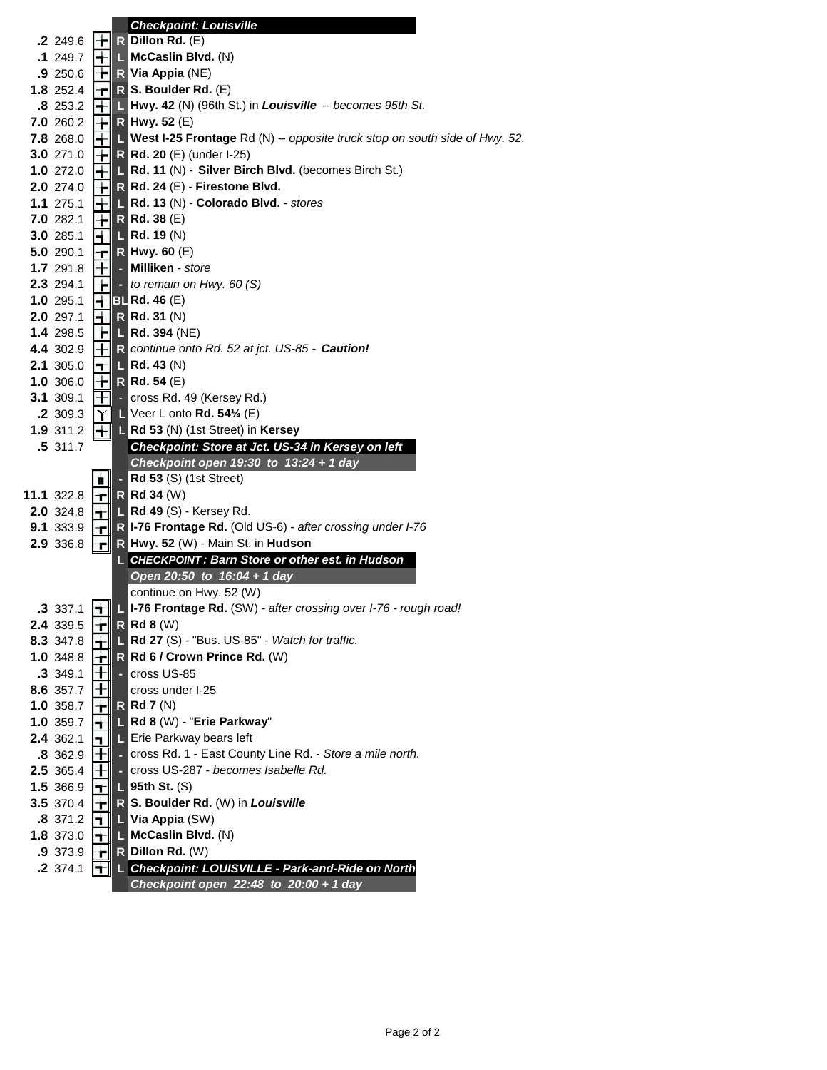| | | | |
|---|---|---|---|
| | | | ***Checkpoint: Louisville*** |
| **.2** | 249.6 | **R** | **Dillon Rd.** (E) |
| **.1** | 249.7 | **L** | **McCaslin Blvd.** (N) |
| **.9** | 250.6 | **R** | **Via Appia** (NE) |
| **1.8** | 252.4 | **R** | **S. Boulder Rd.** (E) |
| **.8** | 253.2 | **L** | **Hwy. 42** (N) (96th St.) in ***Louisville*** -- *becomes 95th St.* |
| **7.0** | 260.2 | **R** | **Hwy. 52** (E) |
| **7.8** | 268.0 | **L** | **West I-25 Frontage** Rd (N) -- *opposite truck stop on south side of Hwy. 52.* |
| **3.0** | 271.0 | **R** | **Rd. 20** (E) (under I-25) |
| **1.0** | 272.0 | **L** | **Rd. 11** (N) - **Silver Birch Blvd.** (becomes Birch St.) |
| **2.0** | 274.0 | **R** | **Rd. 24** (E) - **Firestone Blvd.** |
| **1.1** | 275.1 | **L** | **Rd. 13** (N) - **Colorado Blvd.** - *stores* |
| **7.0** | 282.1 | **R** | **Rd. 38** (E) |
| **3.0** | 285.1 | **L** | **Rd. 19** (N) |
| **5.0** | 290.1 | **R** | **Hwy. 60** (E) |
| **1.7** | 291.8 | - | **Milliken** - *store* |
| **2.3** | 294.1 | - | *to remain on Hwy. 60 (S)* |
| **1.0** | 295.1 | **BL** | **Rd. 46** (E) |
| **2.0** | 297.1 | **R** | **Rd. 31** (N) |
| **1.4** | 298.5 | **L** | **Rd. 394** (NE) |
| **4.4** | 302.9 | **R** | *continue onto Rd. 52 at jct. US-85 -* ***Caution!*** |
| **2.1** | 305.0 | **L** | **Rd. 43** (N) |
| **1.0** | 306.0 | **R** | **Rd. 54** (E) |
| **3.1** | 309.1 | - | cross Rd. 49 (Kersey Rd.) |
| **.2** | 309.3 | **L** | Veer L onto **Rd. 54¼** (E) |
| **1.9** | 311.2 | **L** | **Rd 53** (N) (1st Street) in **Kersey** |
| **.5** | 311.7 | | ***Checkpoint: Store at Jct. US-34 in Kersey on left*** |
| | | | ***Checkpoint open 19:30 to 13:24 + 1 day*** |
| | | - | **Rd 53** (S) (1st Street) |
| **11.1** | 322.8 | **R** | **Rd 34** (W) |
| **2.0** | 324.8 | **L** | **Rd 49** (S) - Kersey Rd. |
| **9.1** | 333.9 | **R** | **I-76 Frontage Rd.** (Old US-6) - *after crossing under I-76* |
| **2.9** | 336.8 | **R** | **Hwy. 52** (W) - Main St. in **Hudson** |
| | | **L** | ***CHECKPOINT : Barn Store or other est. in Hudson*** |
| | | | ***Open 20:50 to 16:04 + 1 day*** |
| | | | continue on Hwy. 52 (W) |
| **.3** | 337.1 | **L** | **I-76 Frontage Rd.** (SW) - *after crossing over I-76 - rough road!* |
| **2.4** | 339.5 | **R** | **Rd 8** (W) |
| **8.3** | 347.8 | **L** | **Rd 27** (S) - "Bus. US-85" - *Watch for traffic.* |
| **1.0** | 348.8 | **R** | **Rd 6 / Crown Prince Rd.** (W) |
| **.3** | 349.1 | - | cross US-85 |
| **8.6** | 357.7 | | cross under I-25 |
| **1.0** | 358.7 | **R** | **Rd 7** (N) |
| **1.0** | 359.7 | **L** | **Rd 8** (W) - "**Erie Parkway**" |
| **2.4** | 362.1 | **L** | Erie Parkway bears left |
| **.8** | 362.9 | - | cross Rd. 1 - East County Line Rd. - *Store a mile north.* |
| **2.5** | 365.4 | - | cross US-287 - *becomes Isabelle Rd.* |
| **1.5** | 366.9 | **L** | **95th St.** (S) |
| **3.5** | 370.4 | **R** | **S. Boulder Rd.** (W) in ***Louisville*** |
| **.8** | 371.2 | **L** | **Via Appia** (SW) |
| **1.8** | 373.0 | **L** | **McCaslin Blvd.** (N) |
| **.9** | 373.9 | **R** | **Dillon Rd.** (W) |
| **.2** | 374.1 | **L** | ***Checkpoint: LOUISVILLE - Park-and-Ride on North*** |
| | | | ***Checkpoint open 22:48 to 20:00 + 1 day*** |